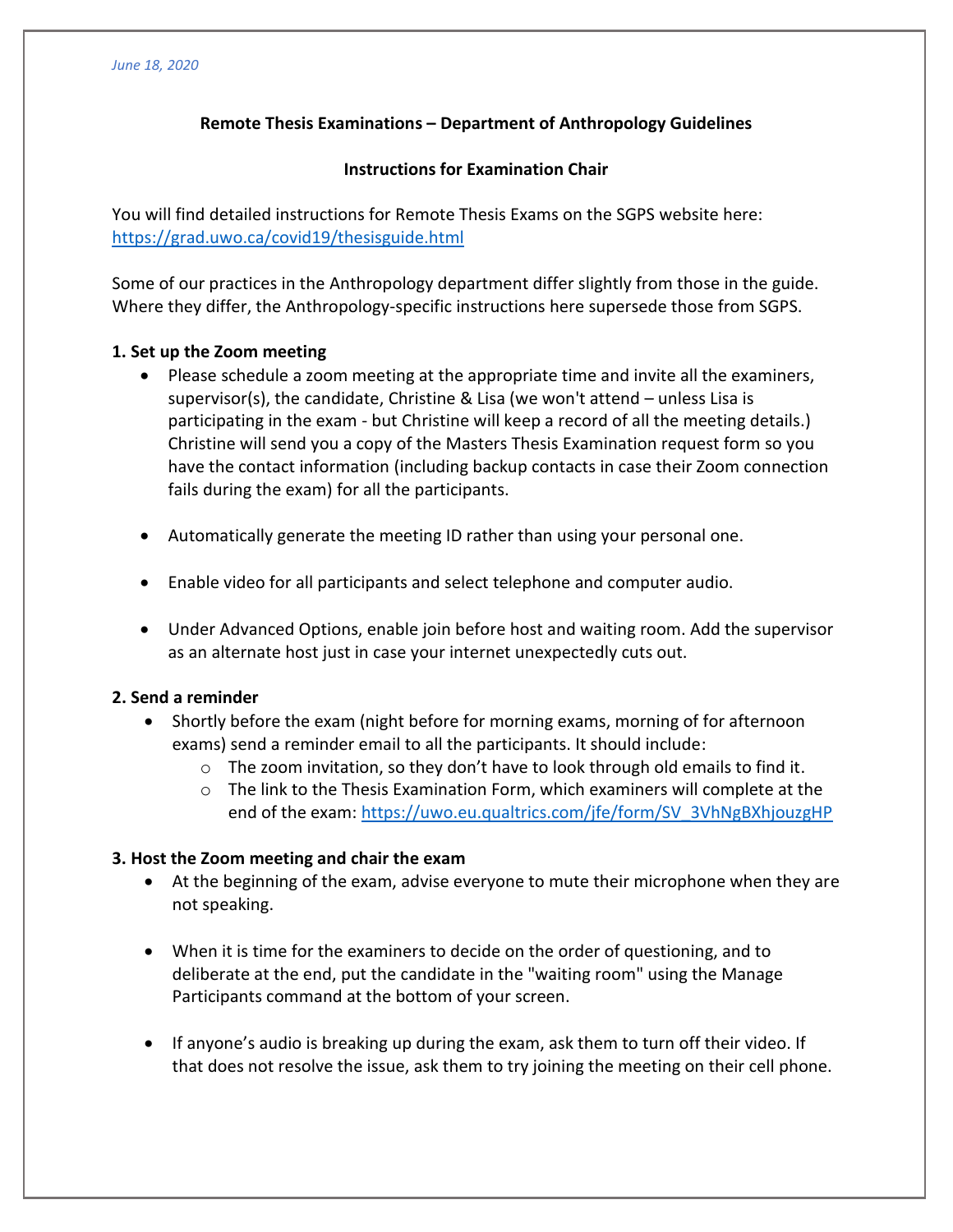*June 18, 2020*

**Remote Thesis Examinations – Department of Anthropology Guidelines**

**Instructions for Examination Chair**

You will find detailed instructions for Remote Thesis Exams on the SGPS website here: [https://grad.uwo.ca/covid19/thesisguide.html](https://grad.uwo.ca/covid19/thesisguide.html)

Some of our practices in the Anthropology department differ slightly from those in the guide. Where they differ, the Anthropology-specific instructions here supersede those from SGPS.

**1. Set up the Zoom meeting**

- Please schedule a zoom meeting at the appropriate time and invite all the examiners, supervisor(s), the candidate, Christine & Lisa (we won't attend – unless Lisa is participating in the exam - but Christine will keep a record of all the meeting details.) Christine will send you a copy of the Masters Thesis Examination request form so you have the contact information (including backup contacts in case their Zoom connection fails during the exam) for all the participants.
- Automatically generate the meeting ID rather than using your personal one.
- Enable video for all participants and select telephone and computer audio.
- Under Advanced Options, enable join before host and waiting room. Add the supervisor as an alternate host just in case your internet unexpectedly cuts out.

**2. Send a reminder**

- Shortly before the exam (night before for morning exams, morning of for afternoon exams) send a reminder email to all the participants. It should include:
  - The zoom invitation, so they don't have to look through old emails to find it.
  - The link to the Thesis Examination Form, which examiners will complete at the end of the exam: [https://uwo.eu.qualtrics.com/jfe/form/SV_3VhNgBXhjouzgHP](https://uwo.eu.qualtrics.com/jfe/form/SV_3VhNgBXhjouzgHP)

**3. Host the Zoom meeting and chair the exam**

- At the beginning of the exam, advise everyone to mute their microphone when they are not speaking.
- When it is time for the examiners to decide on the order of questioning, and to deliberate at the end, put the candidate in the "waiting room" using the Manage Participants command at the bottom of your screen.
- If anyone's audio is breaking up during the exam, ask them to turn off their video. If that does not resolve the issue, ask them to try joining the meeting on their cell phone.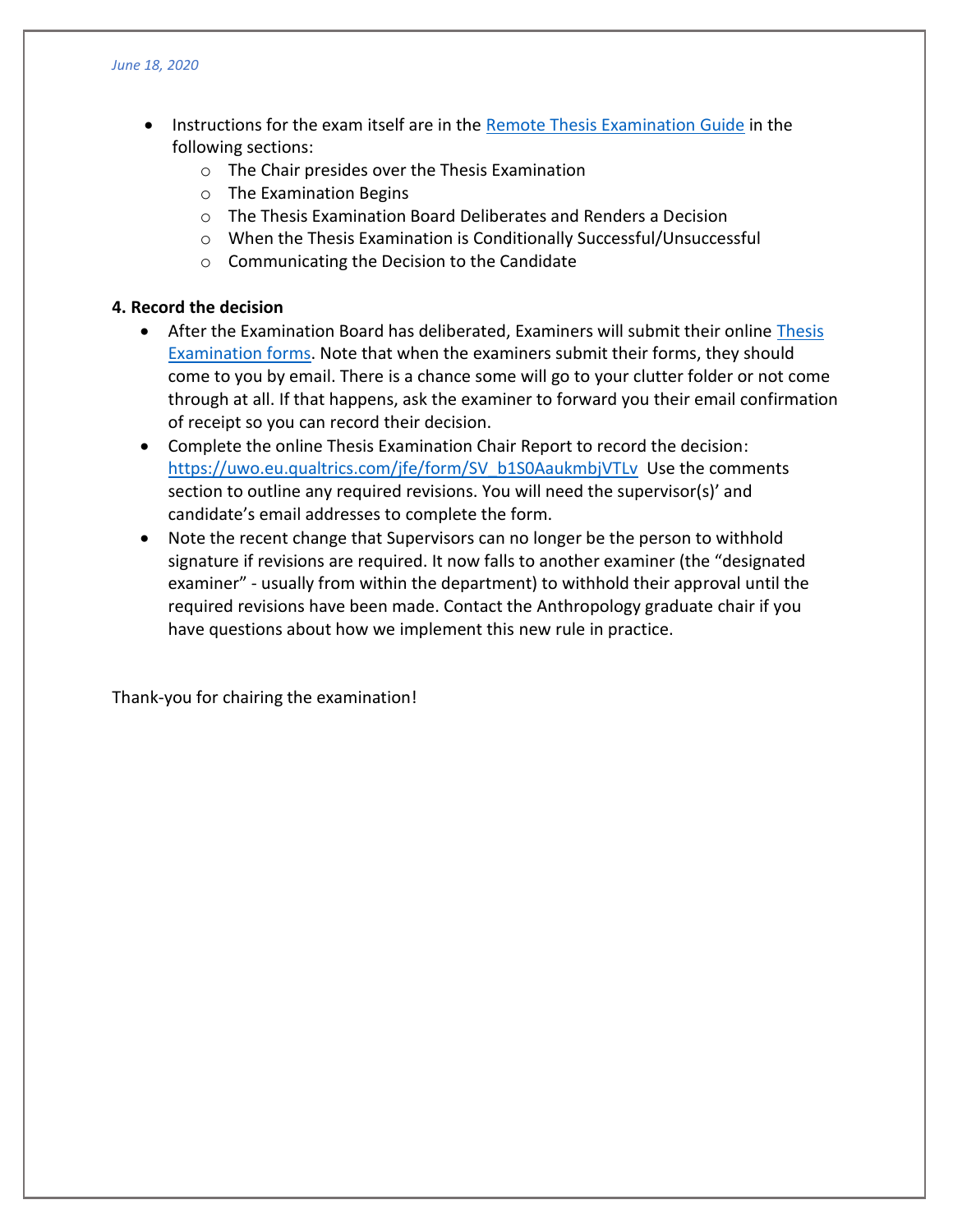- Instructions for the exam itself are in the [Remote Thesis Examination Guide]() in the following sections:
  - The Chair presides over the Thesis Examination
  - The Examination Begins
  - The Thesis Examination Board Deliberates and Renders a Decision
  - When the Thesis Examination is Conditionally Successful/Unsuccessful
  - Communicating the Decision to the Candidate

**4. Record the decision**

- After the Examination Board has deliberated, Examiners will submit their online [Thesis Examination forms](). Note that when the examiners submit their forms, they should come to you by email. There is a chance some will go to your clutter folder or not come through at all. If that happens, ask the examiner to forward you their email confirmation of receipt so you can record their decision.
- Complete the online Thesis Examination Chair Report to record the decision: https://uwo.eu.qualtrics.com/jfe/form/SV_b1S0AaukmbjVTLv Use the comments section to outline any required revisions. You will need the supervisor(s)' and candidate's email addresses to complete the form.
- Note the recent change that Supervisors can no longer be the person to withhold signature if revisions are required. It now falls to another examiner (the "designated examiner" - usually from within the department) to withhold their approval until the required revisions have been made. Contact the Anthropology graduate chair if you have questions about how we implement this new rule in practice.

Thank-you for chairing the examination!